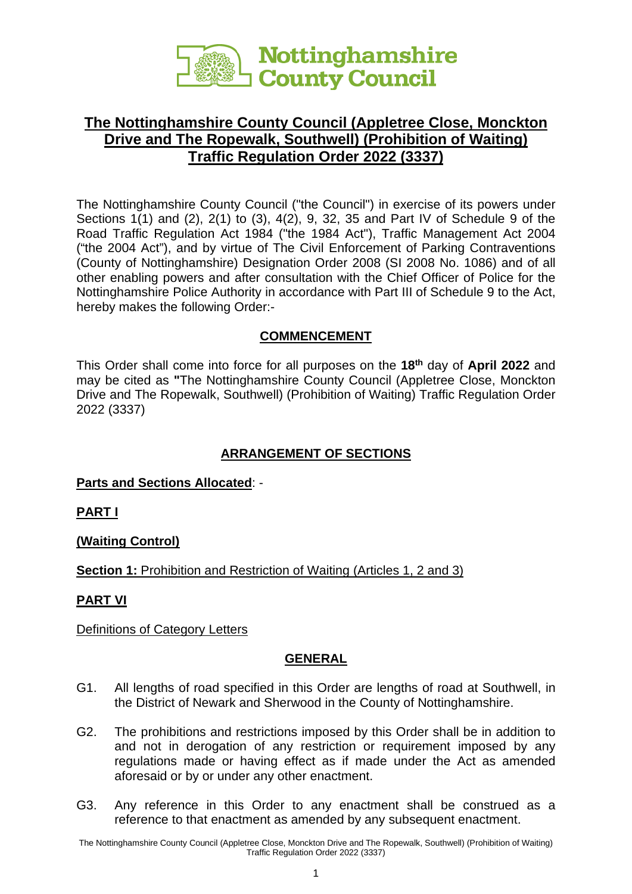Nottinghamshire County Council

# The Nottinghamshire County Council (Appletree Close, Monckton Drive and The Ropewalk, Southwell) (Prohibition of Waiting) Traffic Regulation Order 2022 (3337)

The Nottinghamshire County Council ("the Council") in exercise of its powers under Sections 1(1) and (2), 2(1) to (3), 4(2), 9, 32, 35 and Part IV of Schedule 9 of the Road Traffic Regulation Act 1984 ("the 1984 Act"), Traffic Management Act 2004 ("the 2004 Act"), and by virtue of The Civil Enforcement of Parking Contraventions (County of Nottinghamshire) Designation Order 2008 (SI 2008 No. 1086) and of all other enabling powers and after consultation with the Chief Officer of Police for the Nottinghamshire Police Authority in accordance with Part III of Schedule 9 to the Act, hereby makes the following Order:-

## COMMENCEMENT

This Order shall come into force for all purposes on the **18th** day of **April 2022** and may be cited as **"**The Nottinghamshire County Council (Appletree Close, Monckton Drive and The Ropewalk, Southwell) (Prohibition of Waiting) Traffic Regulation Order 2022 (3337)

## ARRANGEMENT OF SECTIONS

**Parts and Sections Allocated**: -

**PART I**

**(Waiting Control)**

**Section 1:** Prohibition and Restriction of Waiting (Articles 1, 2 and 3)

**PART VI**

Definitions of Category Letters

## GENERAL

G1. All lengths of road specified in this Order are lengths of road at Southwell, in the District of Newark and Sherwood in the County of Nottinghamshire.

G2. The prohibitions and restrictions imposed by this Order shall be in addition to and not in derogation of any restriction or requirement imposed by any regulations made or having effect as if made under the Act as amended aforesaid or by or under any other enactment.

G3. Any reference in this Order to any enactment shall be construed as a reference to that enactment as amended by any subsequent enactment.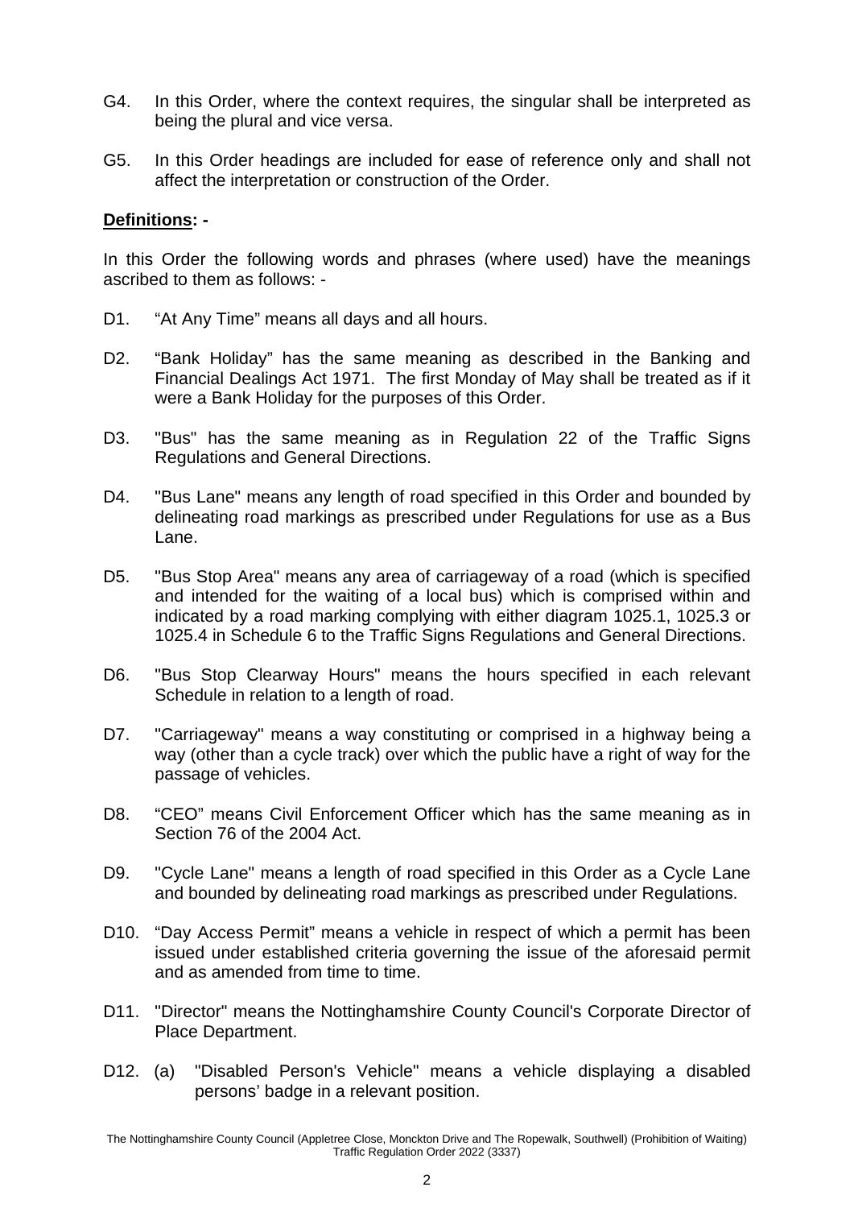G4. In this Order, where the context requires, the singular shall be interpreted as being the plural and vice versa.

G5. In this Order headings are included for ease of reference only and shall not affect the interpretation or construction of the Order.

**Definitions: -**

In this Order the following words and phrases (where used) have the meanings ascribed to them as follows: -

D1. "At Any Time" means all days and all hours.

D2. "Bank Holiday" has the same meaning as described in the Banking and Financial Dealings Act 1971. The first Monday of May shall be treated as if it were a Bank Holiday for the purposes of this Order.

D3. "Bus" has the same meaning as in Regulation 22 of the Traffic Signs Regulations and General Directions.

D4. "Bus Lane" means any length of road specified in this Order and bounded by delineating road markings as prescribed under Regulations for use as a Bus Lane.

D5. "Bus Stop Area" means any area of carriageway of a road (which is specified and intended for the waiting of a local bus) which is comprised within and indicated by a road marking complying with either diagram 1025.1, 1025.3 or 1025.4 in Schedule 6 to the Traffic Signs Regulations and General Directions.

D6. "Bus Stop Clearway Hours" means the hours specified in each relevant Schedule in relation to a length of road.

D7. "Carriageway" means a way constituting or comprised in a highway being a way (other than a cycle track) over which the public have a right of way for the passage of vehicles.

D8. "CEO" means Civil Enforcement Officer which has the same meaning as in Section 76 of the 2004 Act.

D9. "Cycle Lane" means a length of road specified in this Order as a Cycle Lane and bounded by delineating road markings as prescribed under Regulations.

D10. "Day Access Permit" means a vehicle in respect of which a permit has been issued under established criteria governing the issue of the aforesaid permit and as amended from time to time.

D11. "Director" means the Nottinghamshire County Council's Corporate Director of Place Department.

D12. (a) "Disabled Person's Vehicle" means a vehicle displaying a disabled persons' badge in a relevant position.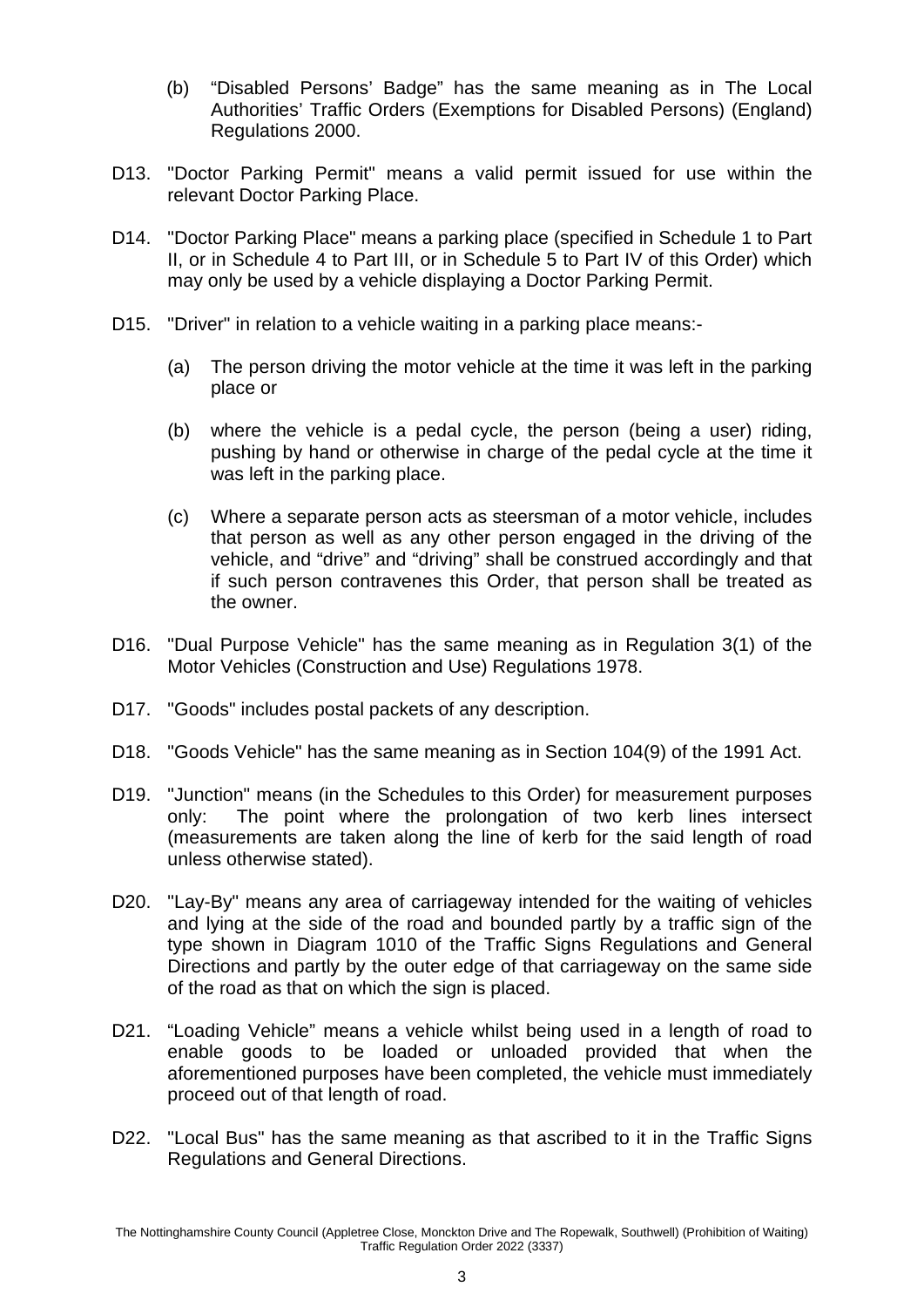(b) "Disabled Persons' Badge" has the same meaning as in The Local Authorities' Traffic Orders (Exemptions for Disabled Persons) (England) Regulations 2000.

D13. "Doctor Parking Permit" means a valid permit issued for use within the relevant Doctor Parking Place.

D14. "Doctor Parking Place" means a parking place (specified in Schedule 1 to Part II, or in Schedule 4 to Part III, or in Schedule 5 to Part IV of this Order) which may only be used by a vehicle displaying a Doctor Parking Permit.

D15. "Driver" in relation to a vehicle waiting in a parking place means:-

(a) The person driving the motor vehicle at the time it was left in the parking place or

(b) where the vehicle is a pedal cycle, the person (being a user) riding, pushing by hand or otherwise in charge of the pedal cycle at the time it was left in the parking place.

(c) Where a separate person acts as steersman of a motor vehicle, includes that person as well as any other person engaged in the driving of the vehicle, and "drive" and "driving" shall be construed accordingly and that if such person contravenes this Order, that person shall be treated as the owner.

D16. "Dual Purpose Vehicle" has the same meaning as in Regulation 3(1) of the Motor Vehicles (Construction and Use) Regulations 1978.

D17. "Goods" includes postal packets of any description.

D18. "Goods Vehicle" has the same meaning as in Section 104(9) of the 1991 Act.

D19. "Junction" means (in the Schedules to this Order) for measurement purposes only: The point where the prolongation of two kerb lines intersect (measurements are taken along the line of kerb for the said length of road unless otherwise stated).

D20. "Lay-By" means any area of carriageway intended for the waiting of vehicles and lying at the side of the road and bounded partly by a traffic sign of the type shown in Diagram 1010 of the Traffic Signs Regulations and General Directions and partly by the outer edge of that carriageway on the same side of the road as that on which the sign is placed.

D21. "Loading Vehicle" means a vehicle whilst being used in a length of road to enable goods to be loaded or unloaded provided that when the aforementioned purposes have been completed, the vehicle must immediately proceed out of that length of road.

D22. "Local Bus" has the same meaning as that ascribed to it in the Traffic Signs Regulations and General Directions.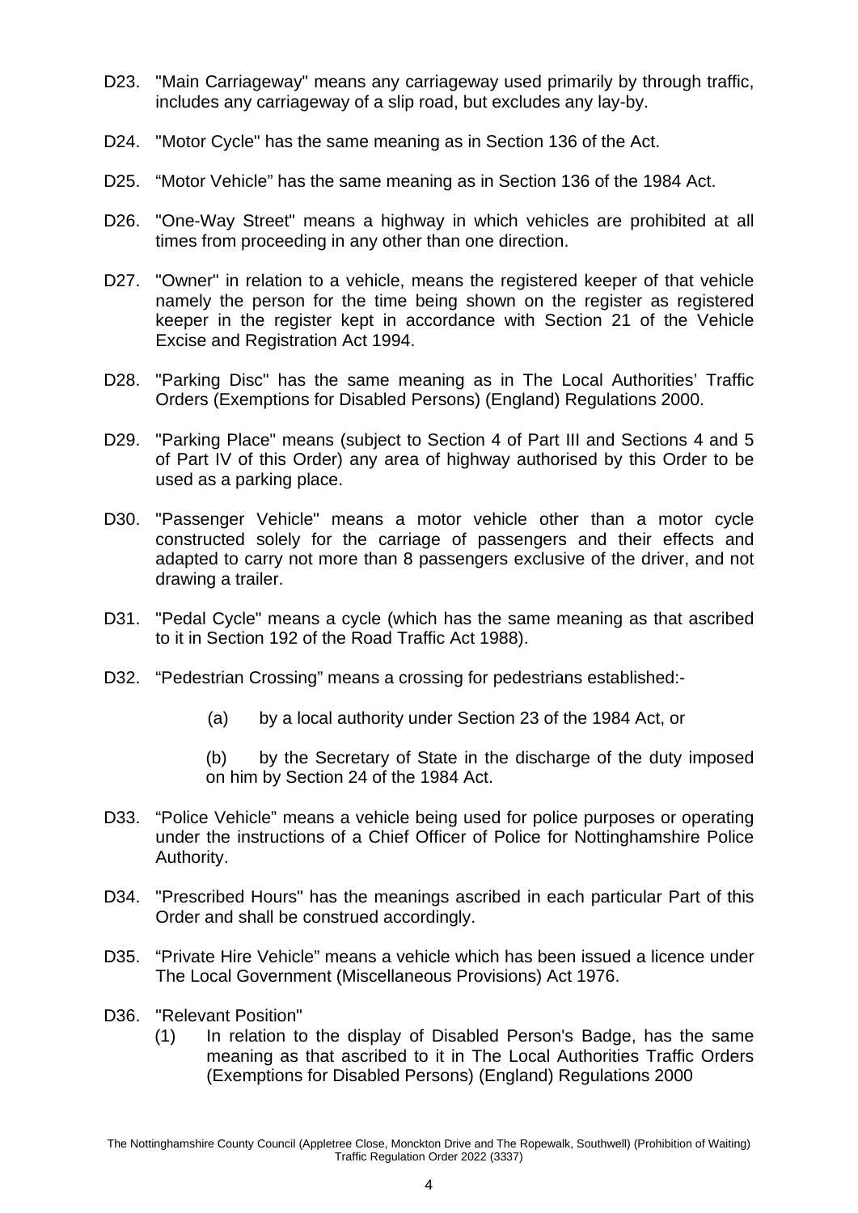D23. "Main Carriageway" means any carriageway used primarily by through traffic, includes any carriageway of a slip road, but excludes any lay-by.

D24. "Motor Cycle" has the same meaning as in Section 136 of the Act.

D25. "Motor Vehicle" has the same meaning as in Section 136 of the 1984 Act.

D26. "One-Way Street" means a highway in which vehicles are prohibited at all times from proceeding in any other than one direction.

D27. "Owner" in relation to a vehicle, means the registered keeper of that vehicle namely the person for the time being shown on the register as registered keeper in the register kept in accordance with Section 21 of the Vehicle Excise and Registration Act 1994.

D28. "Parking Disc" has the same meaning as in The Local Authorities' Traffic Orders (Exemptions for Disabled Persons) (England) Regulations 2000.

D29. "Parking Place" means (subject to Section 4 of Part III and Sections 4 and 5 of Part IV of this Order) any area of highway authorised by this Order to be used as a parking place.

D30. "Passenger Vehicle" means a motor vehicle other than a motor cycle constructed solely for the carriage of passengers and their effects and adapted to carry not more than 8 passengers exclusive of the driver, and not drawing a trailer.

D31. "Pedal Cycle" means a cycle (which has the same meaning as that ascribed to it in Section 192 of the Road Traffic Act 1988).

D32. "Pedestrian Crossing" means a crossing for pedestrians established:-

(a) by a local authority under Section 23 of the 1984 Act, or

(b) by the Secretary of State in the discharge of the duty imposed on him by Section 24 of the 1984 Act.

D33. "Police Vehicle" means a vehicle being used for police purposes or operating under the instructions of a Chief Officer of Police for Nottinghamshire Police Authority.

D34. "Prescribed Hours" has the meanings ascribed in each particular Part of this Order and shall be construed accordingly.

D35. "Private Hire Vehicle" means a vehicle which has been issued a licence under The Local Government (Miscellaneous Provisions) Act 1976.

D36. "Relevant Position"

(1) In relation to the display of Disabled Person's Badge, has the same meaning as that ascribed to it in The Local Authorities Traffic Orders (Exemptions for Disabled Persons) (England) Regulations 2000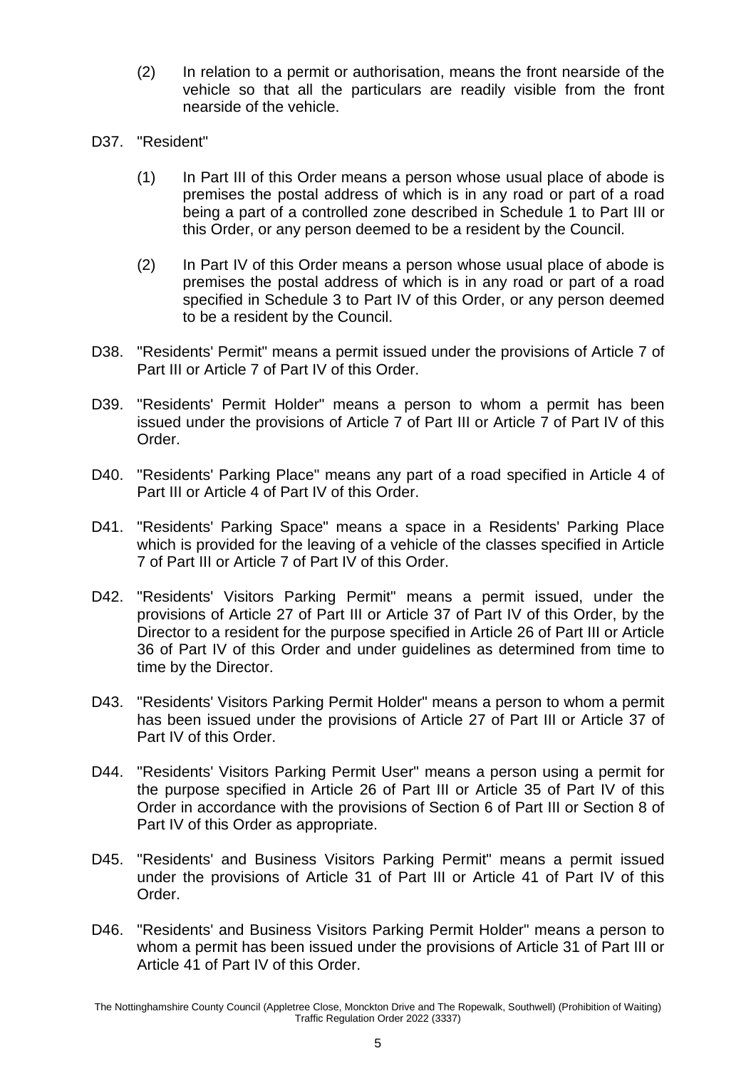(2) In relation to a permit or authorisation, means the front nearside of the vehicle so that all the particulars are readily visible from the front nearside of the vehicle.

D37. "Resident"

(1) In Part III of this Order means a person whose usual place of abode is premises the postal address of which is in any road or part of a road being a part of a controlled zone described in Schedule 1 to Part III or this Order, or any person deemed to be a resident by the Council.

(2) In Part IV of this Order means a person whose usual place of abode is premises the postal address of which is in any road or part of a road specified in Schedule 3 to Part IV of this Order, or any person deemed to be a resident by the Council.

D38. "Residents' Permit" means a permit issued under the provisions of Article 7 of Part III or Article 7 of Part IV of this Order.

D39. "Residents' Permit Holder" means a person to whom a permit has been issued under the provisions of Article 7 of Part III or Article 7 of Part IV of this Order.

D40. "Residents' Parking Place" means any part of a road specified in Article 4 of Part III or Article 4 of Part IV of this Order.

D41. "Residents' Parking Space" means a space in a Residents' Parking Place which is provided for the leaving of a vehicle of the classes specified in Article 7 of Part III or Article 7 of Part IV of this Order.

D42. "Residents' Visitors Parking Permit" means a permit issued, under the provisions of Article 27 of Part III or Article 37 of Part IV of this Order, by the Director to a resident for the purpose specified in Article 26 of Part III or Article 36 of Part IV of this Order and under guidelines as determined from time to time by the Director.

D43. "Residents' Visitors Parking Permit Holder" means a person to whom a permit has been issued under the provisions of Article 27 of Part III or Article 37 of Part IV of this Order.

D44. "Residents' Visitors Parking Permit User" means a person using a permit for the purpose specified in Article 26 of Part III or Article 35 of Part IV of this Order in accordance with the provisions of Section 6 of Part III or Section 8 of Part IV of this Order as appropriate.

D45. "Residents' and Business Visitors Parking Permit" means a permit issued under the provisions of Article 31 of Part III or Article 41 of Part IV of this Order.

D46. "Residents' and Business Visitors Parking Permit Holder" means a person to whom a permit has been issued under the provisions of Article 31 of Part III or Article 41 of Part IV of this Order.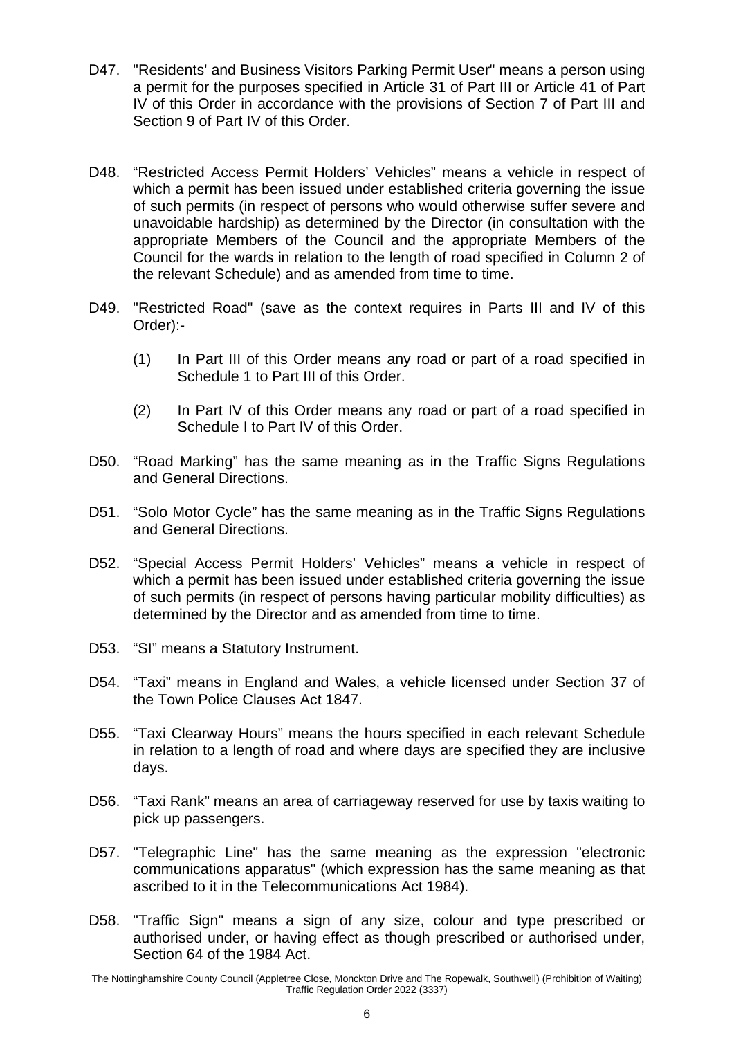D47. "Residents' and Business Visitors Parking Permit User" means a person using a permit for the purposes specified in Article 31 of Part III or Article 41 of Part IV of this Order in accordance with the provisions of Section 7 of Part III and Section 9 of Part IV of this Order.

D48. "Restricted Access Permit Holders' Vehicles" means a vehicle in respect of which a permit has been issued under established criteria governing the issue of such permits (in respect of persons who would otherwise suffer severe and unavoidable hardship) as determined by the Director (in consultation with the appropriate Members of the Council and the appropriate Members of the Council for the wards in relation to the length of road specified in Column 2 of the relevant Schedule) and as amended from time to time.

D49. "Restricted Road" (save as the context requires in Parts III and IV of this Order):-

(1) In Part III of this Order means any road or part of a road specified in Schedule 1 to Part III of this Order.

(2) In Part IV of this Order means any road or part of a road specified in Schedule I to Part IV of this Order.

D50. "Road Marking" has the same meaning as in the Traffic Signs Regulations and General Directions.

D51. "Solo Motor Cycle" has the same meaning as in the Traffic Signs Regulations and General Directions.

D52. "Special Access Permit Holders' Vehicles" means a vehicle in respect of which a permit has been issued under established criteria governing the issue of such permits (in respect of persons having particular mobility difficulties) as determined by the Director and as amended from time to time.

D53. "SI" means a Statutory Instrument.

D54. "Taxi" means in England and Wales, a vehicle licensed under Section 37 of the Town Police Clauses Act 1847.

D55. "Taxi Clearway Hours" means the hours specified in each relevant Schedule in relation to a length of road and where days are specified they are inclusive days.

D56. "Taxi Rank" means an area of carriageway reserved for use by taxis waiting to pick up passengers.

D57. "Telegraphic Line" has the same meaning as the expression "electronic communications apparatus" (which expression has the same meaning as that ascribed to it in the Telecommunications Act 1984).

D58. "Traffic Sign" means a sign of any size, colour and type prescribed or authorised under, or having effect as though prescribed or authorised under, Section 64 of the 1984 Act.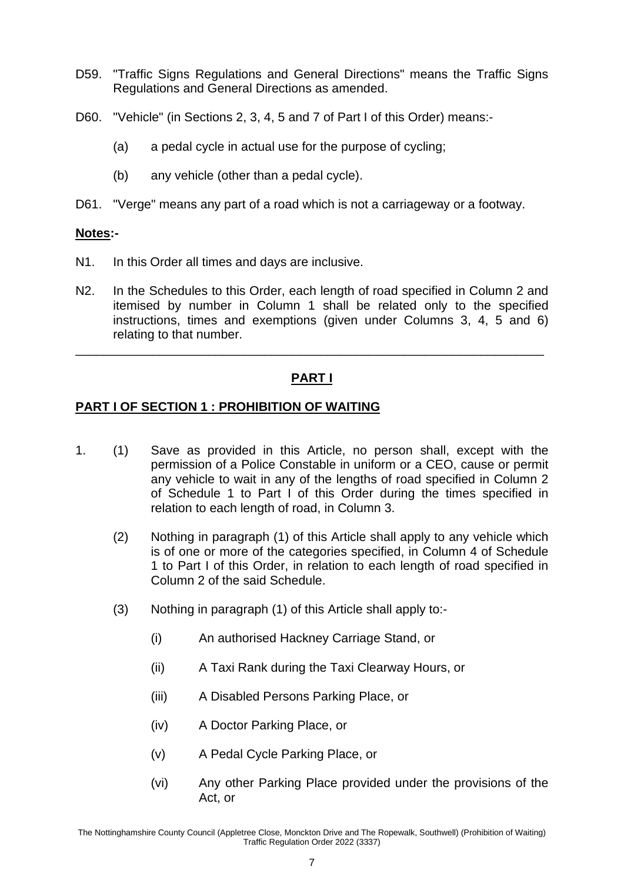D59. "Traffic Signs Regulations and General Directions" means the Traffic Signs Regulations and General Directions as amended.

D60. "Vehicle" (in Sections 2, 3, 4, 5 and 7 of Part I of this Order) means:-

- (a) a pedal cycle in actual use for the purpose of cycling;
- (b) any vehicle (other than a pedal cycle).

D61. "Verge" means any part of a road which is not a carriageway or a footway.

**Notes:-**

N1. In this Order all times and days are inclusive.

N2. In the Schedules to this Order, each length of road specified in Column 2 and itemised by number in Column 1 shall be related only to the specified instructions, times and exemptions (given under Columns 3, 4, 5 and 6) relating to that number.

---

## PART I

### PART I OF SECTION 1 : PROHIBITION OF WAITING

1. (1) Save as provided in this Article, no person shall, except with the permission of a Police Constable in uniform or a CEO, cause or permit any vehicle to wait in any of the lengths of road specified in Column 2 of Schedule 1 to Part I of this Order during the times specified in relation to each length of road, in Column 3.

   (2) Nothing in paragraph (1) of this Article shall apply to any vehicle which is of one or more of the categories specified, in Column 4 of Schedule 1 to Part I of this Order, in relation to each length of road specified in Column 2 of the said Schedule.

   (3) Nothing in paragraph (1) of this Article shall apply to:-

   - (i) An authorised Hackney Carriage Stand, or
   - (ii) A Taxi Rank during the Taxi Clearway Hours, or
   - (iii) A Disabled Persons Parking Place, or
   - (iv) A Doctor Parking Place, or
   - (v) A Pedal Cycle Parking Place, or
   - (vi) Any other Parking Place provided under the provisions of the Act, or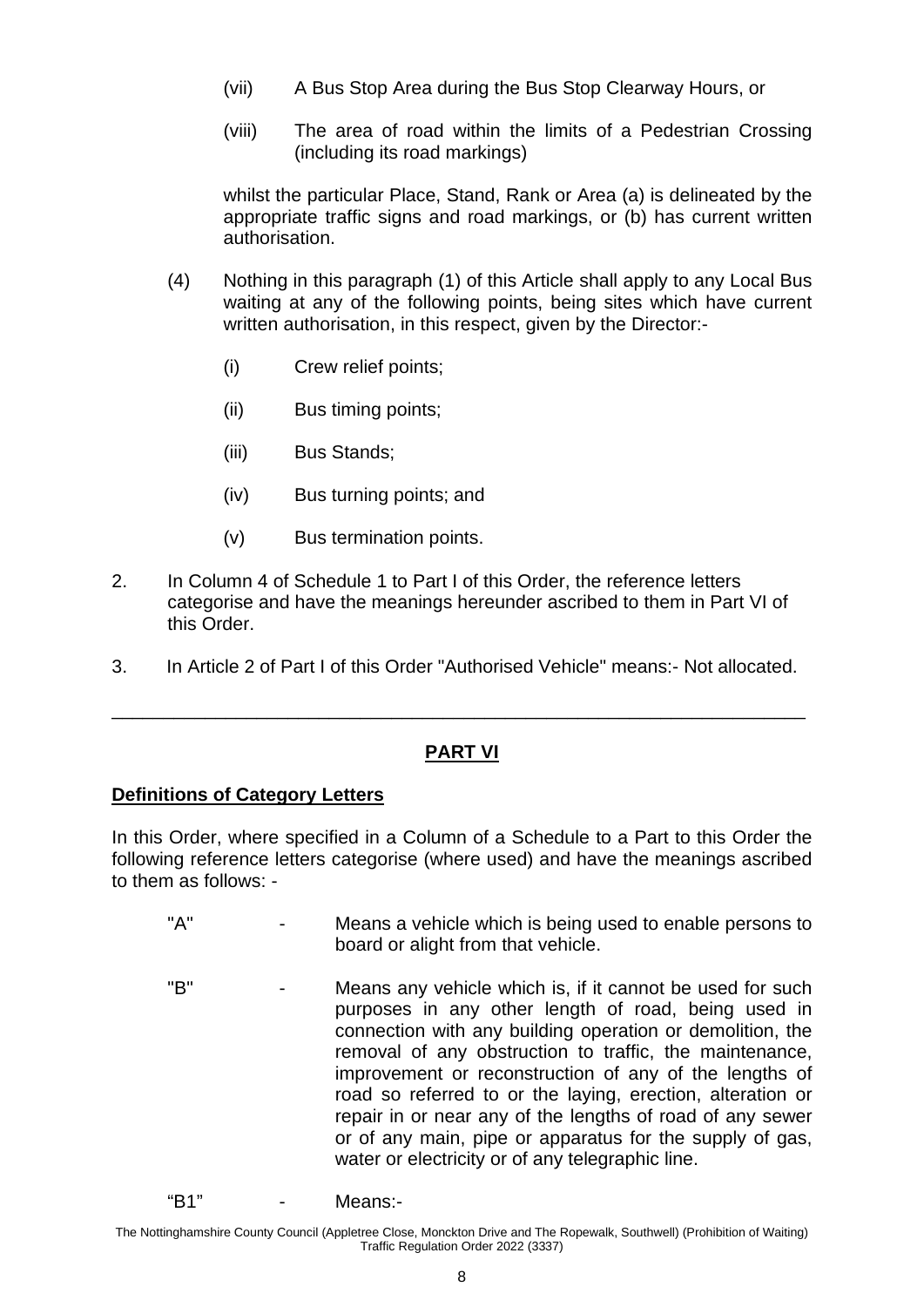(vii) A Bus Stop Area during the Bus Stop Clearway Hours, or

(viii) The area of road within the limits of a Pedestrian Crossing (including its road markings)

whilst the particular Place, Stand, Rank or Area (a) is delineated by the appropriate traffic signs and road markings, or (b) has current written authorisation.

(4) Nothing in this paragraph (1) of this Article shall apply to any Local Bus waiting at any of the following points, being sites which have current written authorisation, in this respect, given by the Director:-

(i) Crew relief points;

(ii) Bus timing points;

(iii) Bus Stands;

(iv) Bus turning points; and

(v) Bus termination points.

2. In Column 4 of Schedule 1 to Part I of this Order, the reference letters categorise and have the meanings hereunder ascribed to them in Part VI of this Order.

3. In Article 2 of Part I of this Order "Authorised Vehicle" means:- Not allocated.

---

## PART VI

**Definitions of Category Letters**

In this Order, where specified in a Column of a Schedule to a Part to this Order the following reference letters categorise (where used) and have the meanings ascribed to them as follows: -

"A" - Means a vehicle which is being used to enable persons to board or alight from that vehicle.

"B" - Means any vehicle which is, if it cannot be used for such purposes in any other length of road, being used in connection with any building operation or demolition, the removal of any obstruction to traffic, the maintenance, improvement or reconstruction of any of the lengths of road so referred to or the laying, erection, alteration or repair in or near any of the lengths of road of any sewer or of any main, pipe or apparatus for the supply of gas, water or electricity or of any telegraphic line.

"B1" - Means:-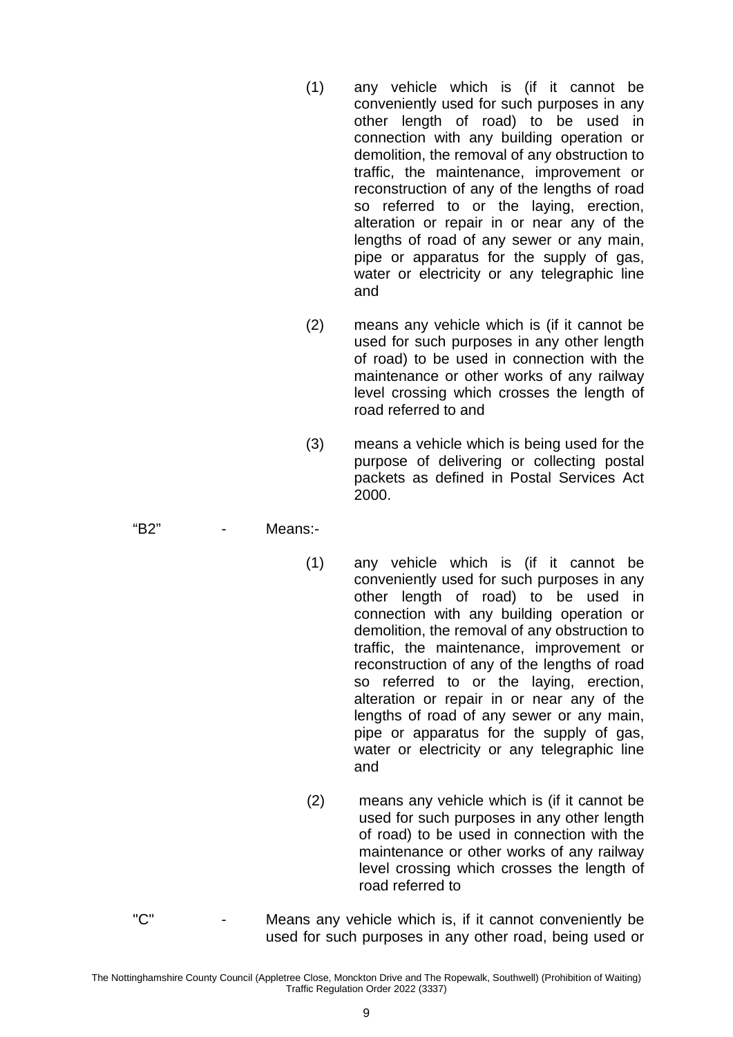(1) any vehicle which is (if it cannot be conveniently used for such purposes in any other length of road) to be used in connection with any building operation or demolition, the removal of any obstruction to traffic, the maintenance, improvement or reconstruction of any of the lengths of road so referred to or the laying, erection, alteration or repair in or near any of the lengths of road of any sewer or any main, pipe or apparatus for the supply of gas, water or electricity or any telegraphic line and

(2) means any vehicle which is (if it cannot be used for such purposes in any other length of road) to be used in connection with the maintenance or other works of any railway level crossing which crosses the length of road referred to and

(3) means a vehicle which is being used for the purpose of delivering or collecting postal packets as defined in Postal Services Act 2000.

"B2" - Means:-

(1) any vehicle which is (if it cannot be conveniently used for such purposes in any other length of road) to be used in connection with any building operation or demolition, the removal of any obstruction to traffic, the maintenance, improvement or reconstruction of any of the lengths of road so referred to or the laying, erection, alteration or repair in or near any of the lengths of road of any sewer or any main, pipe or apparatus for the supply of gas, water or electricity or any telegraphic line and

(2) means any vehicle which is (if it cannot be used for such purposes in any other length of road) to be used in connection with the maintenance or other works of any railway level crossing which crosses the length of road referred to

"C" - Means any vehicle which is, if it cannot conveniently be used for such purposes in any other road, being used or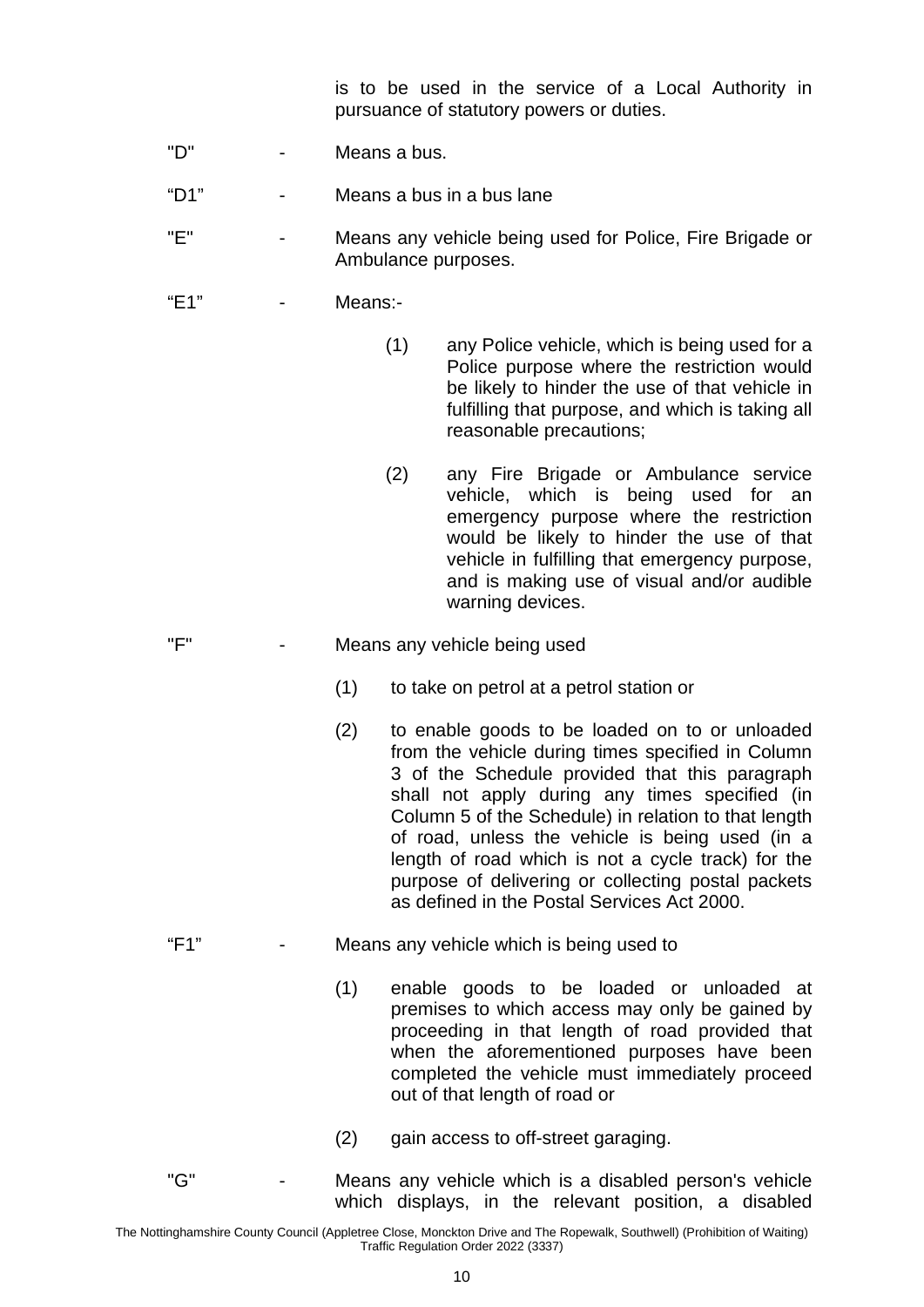is to be used in the service of a Local Authority in pursuance of statutory powers or duties.

"D" - Means a bus.

"D1" - Means a bus in a bus lane

"E" - Means any vehicle being used for Police, Fire Brigade or Ambulance purposes.

"E1" - Means:-

(1) any Police vehicle, which is being used for a Police purpose where the restriction would be likely to hinder the use of that vehicle in fulfilling that purpose, and which is taking all reasonable precautions;

(2) any Fire Brigade or Ambulance service vehicle, which is being used for an emergency purpose where the restriction would be likely to hinder the use of that vehicle in fulfilling that emergency purpose, and is making use of visual and/or audible warning devices.

"F" - Means any vehicle being used

(1) to take on petrol at a petrol station or

(2) to enable goods to be loaded on to or unloaded from the vehicle during times specified in Column 3 of the Schedule provided that this paragraph shall not apply during any times specified (in Column 5 of the Schedule) in relation to that length of road, unless the vehicle is being used (in a length of road which is not a cycle track) for the purpose of delivering or collecting postal packets as defined in the Postal Services Act 2000.

"F1" - Means any vehicle which is being used to

(1) enable goods to be loaded or unloaded at premises to which access may only be gained by proceeding in that length of road provided that when the aforementioned purposes have been completed the vehicle must immediately proceed out of that length of road or

(2) gain access to off-street garaging.

"G" - Means any vehicle which is a disabled person's vehicle which displays, in the relevant position, a disabled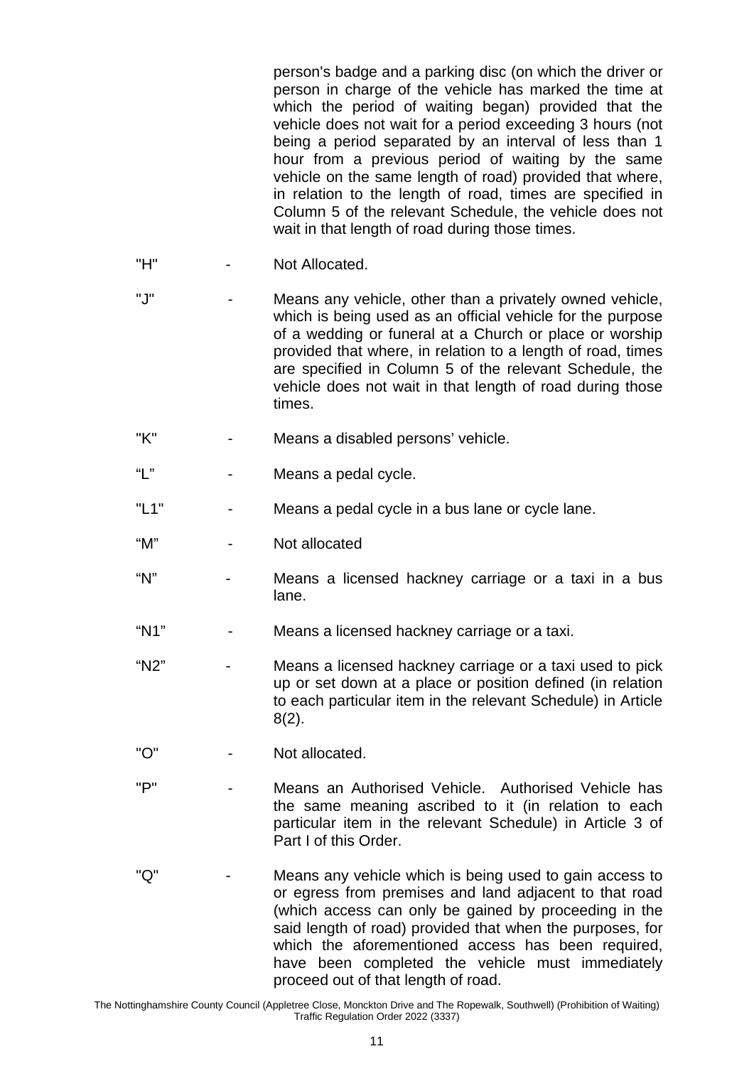person's badge and a parking disc (on which the driver or person in charge of the vehicle has marked the time at which the period of waiting began) provided that the vehicle does not wait for a period exceeding 3 hours (not being a period separated by an interval of less than 1 hour from a previous period of waiting by the same vehicle on the same length of road) provided that where, in relation to the length of road, times are specified in Column 5 of the relevant Schedule, the vehicle does not wait in that length of road during those times.

"H" - Not Allocated.

"J" - Means any vehicle, other than a privately owned vehicle, which is being used as an official vehicle for the purpose of a wedding or funeral at a Church or place or worship provided that where, in relation to a length of road, times are specified in Column 5 of the relevant Schedule, the vehicle does not wait in that length of road during those times.

"K" - Means a disabled persons' vehicle.

"L" - Means a pedal cycle.

"L1" - Means a pedal cycle in a bus lane or cycle lane.

"M" - Not allocated

"N" - Means a licensed hackney carriage or a taxi in a bus lane.

"N1" - Means a licensed hackney carriage or a taxi.

"N2" - Means a licensed hackney carriage or a taxi used to pick up or set down at a place or position defined (in relation to each particular item in the relevant Schedule) in Article 8(2).

"O" - Not allocated.

"P" - Means an Authorised Vehicle. Authorised Vehicle has the same meaning ascribed to it (in relation to each particular item in the relevant Schedule) in Article 3 of Part I of this Order.

"Q" - Means any vehicle which is being used to gain access to or egress from premises and land adjacent to that road (which access can only be gained by proceeding in the said length of road) provided that when the purposes, for which the aforementioned access has been required, have been completed the vehicle must immediately proceed out of that length of road.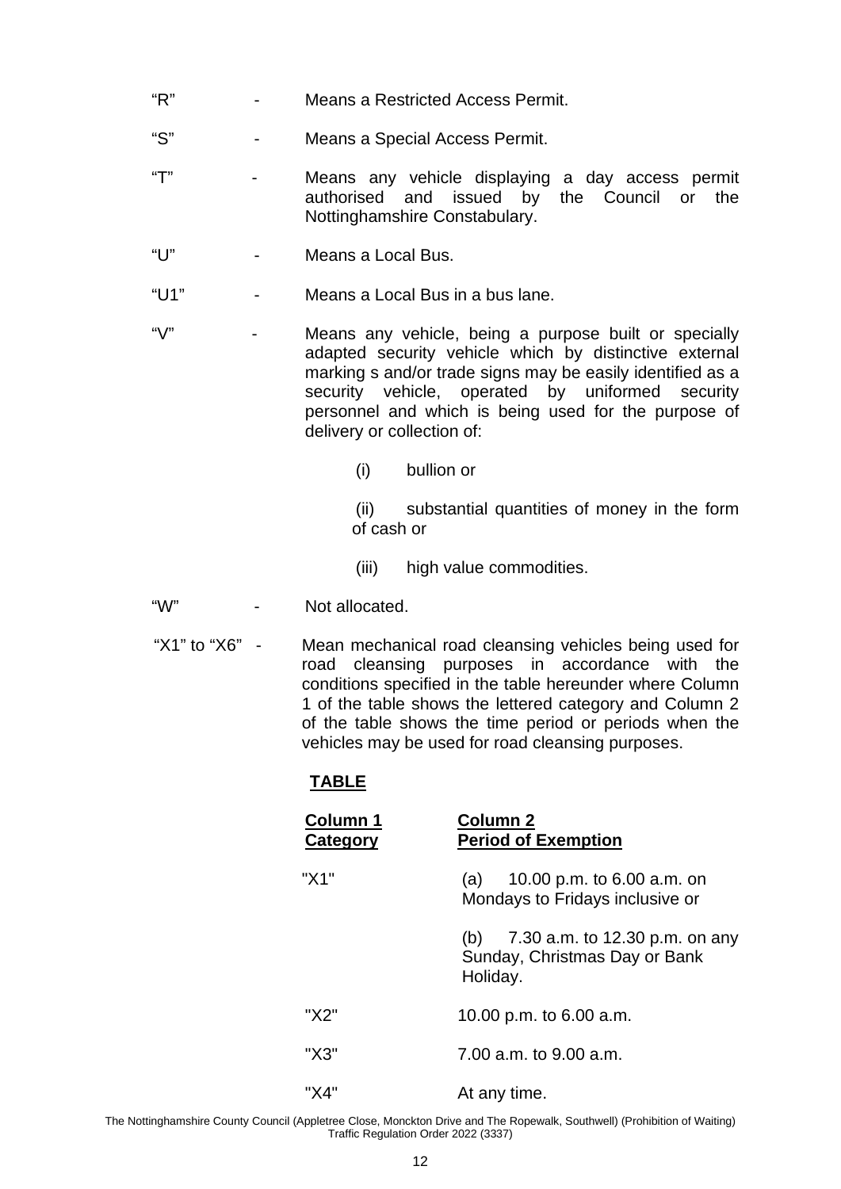"R" - Means a Restricted Access Permit.

"S" - Means a Special Access Permit.

"T" - Means any vehicle displaying a day access permit authorised and issued by the Council or the Nottinghamshire Constabulary.

"U" - Means a Local Bus.

"U1" - Means a Local Bus in a bus lane.

"V" - Means any vehicle, being a purpose built or specially adapted security vehicle which by distinctive external marking s and/or trade signs may be easily identified as a security vehicle, operated by uniformed security personnel and which is being used for the purpose of delivery or collection of:

(i) bullion or

(ii) substantial quantities of money in the form of cash or

(iii) high value commodities.

"W" - Not allocated.

"X1" to "X6" - Mean mechanical road cleansing vehicles being used for road cleansing purposes in accordance with the conditions specified in the table hereunder where Column 1 of the table shows the lettered category and Column 2 of the table shows the time period or periods when the vehicles may be used for road cleansing purposes.

**TABLE**

| **Column 1 Category** | **Column 2 Period of Exemption** |
|---|---|
| "X1" | (a) 10.00 p.m. to 6.00 a.m. on Mondays to Fridays inclusive or<br>(b) 7.30 a.m. to 12.30 p.m. on any Sunday, Christmas Day or Bank Holiday. |
| "X2" | 10.00 p.m. to 6.00 a.m. |
| "X3" | 7.00 a.m. to 9.00 a.m. |
| "X4" | At any time. |

The Nottinghamshire County Council (Appletree Close, Monckton Drive and The Ropewalk, Southwell) (Prohibition of Waiting) Traffic Regulation Order 2022 (3337)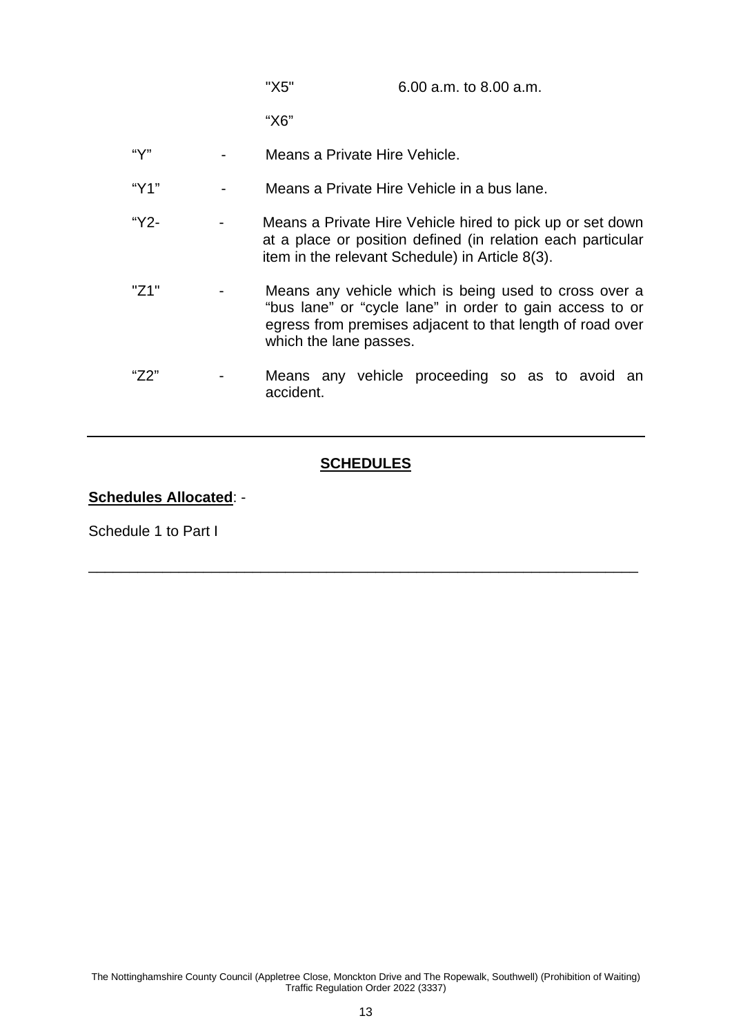| | | | |
|---|---|---|---|
| | | "X5" | 6.00 a.m. to 8.00 a.m. |
| | | "X6" | |

"Y" - Means a Private Hire Vehicle.

"Y1" - Means a Private Hire Vehicle in a bus lane.

"Y2- - Means a Private Hire Vehicle hired to pick up or set down at a place or position defined (in relation each particular item in the relevant Schedule) in Article 8(3).

"Z1" - Means any vehicle which is being used to cross over a "bus lane" or "cycle lane" in order to gain access to or egress from premises adjacent to that length of road over which the lane passes.

"Z2" - Means any vehicle proceeding so as to avoid an accident.

---

## **SCHEDULES**

**Schedules Allocated**: -

Schedule 1 to Part I

---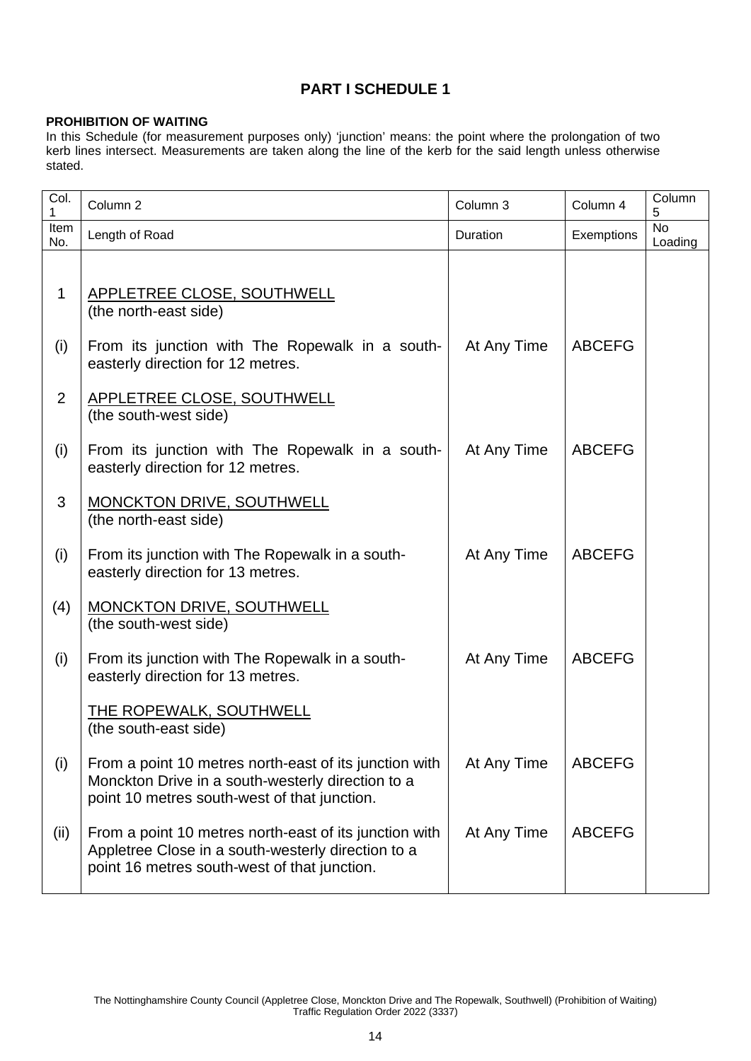# PART I SCHEDULE 1

**PROHIBITION OF WAITING**

In this Schedule (for measurement purposes only) 'junction' means: the point where the prolongation of two kerb lines intersect. Measurements are taken along the line of the kerb for the said length unless otherwise stated.

| Col. 1 | Column 2 | Column 3 | Column 4 | Column 5 |
|---|---|---|---|---|
| Item No. | Length of Road | Duration | Exemptions | No Loading |
| 1 | APPLETREE CLOSE, SOUTHWELL (the north-east side) | | | |
| (i) | From its junction with The Ropewalk in a south-easterly direction for 12 metres. | At Any Time | ABCEFG | |
| 2 | APPLETREE CLOSE, SOUTHWELL (the south-west side) | | | |
| (i) | From its junction with The Ropewalk in a south-easterly direction for 12 metres. | At Any Time | ABCEFG | |
| 3 | MONCKTON DRIVE, SOUTHWELL (the north-east side) | | | |
| (i) | From its junction with The Ropewalk in a south-easterly direction for 13 metres. | At Any Time | ABCEFG | |
| (4) | MONCKTON DRIVE, SOUTHWELL (the south-west side) | | | |
| (i) | From its junction with The Ropewalk in a south-easterly direction for 13 metres. | At Any Time | ABCEFG | |
| | THE ROPEWALK, SOUTHWELL (the south-east side) | | | |
| (i) | From a point 10 metres north-east of its junction with Monckton Drive in a south-westerly direction to a point 10 metres south-west of that junction. | At Any Time | ABCEFG | |
| (ii) | From a point 10 metres north-east of its junction with Appletree Close in a south-westerly direction to a point 16 metres south-west of that junction. | At Any Time | ABCEFG | |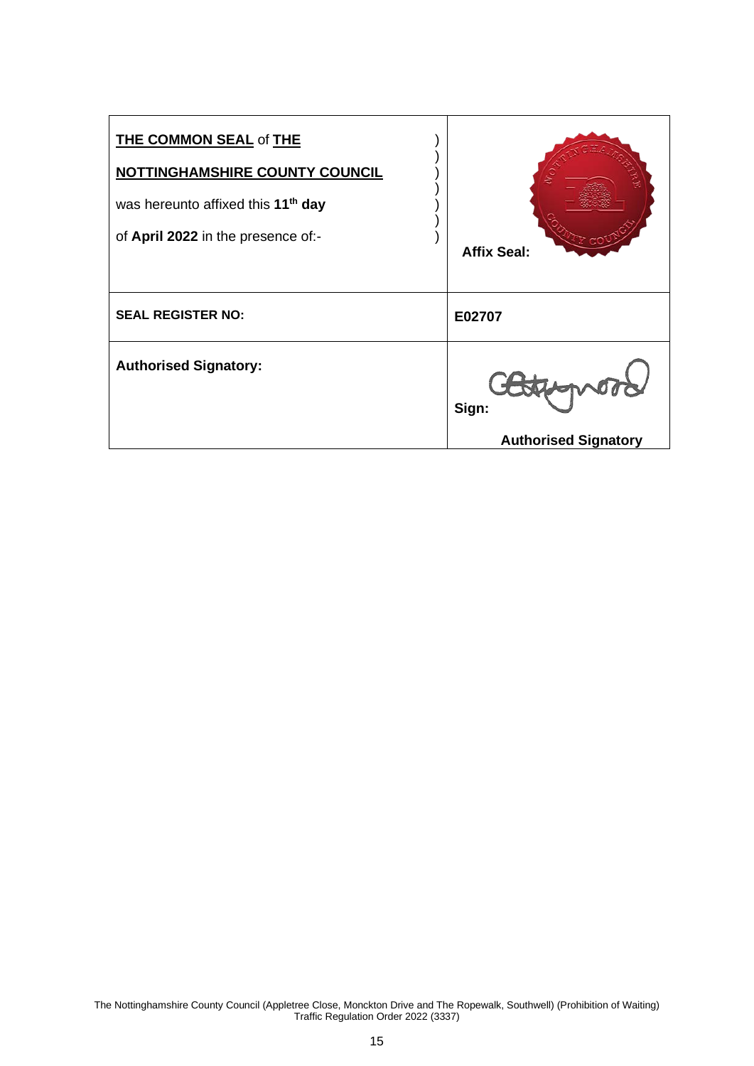| | |
|---|---|
| **THE COMMON SEAL** of **THE NOTTINGHAMSHIRE COUNTY COUNCIL** was hereunto affixed this **11th day** of **April 2022** in the presence of:- ) ) ) ) ) ) ) | **Affix Seal:** |
| **SEAL REGISTER NO:** | **E02707** |
| **Authorised Signatory:** | **Sign:** **Authorised Signatory** |

The Nottinghamshire County Council (Appletree Close, Monckton Drive and The Ropewalk, Southwell) (Prohibition of Waiting) Traffic Regulation Order 2022 (3337)